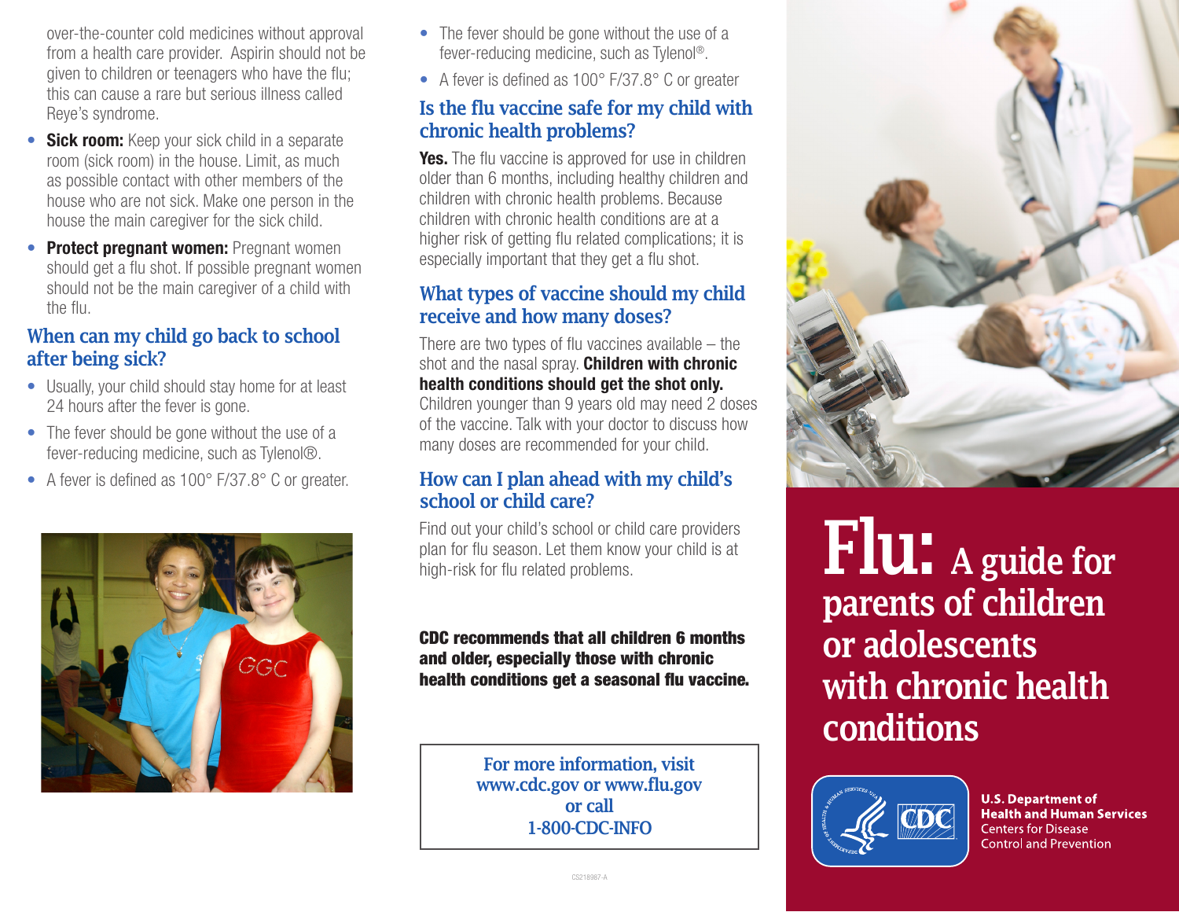over-the-counter cold medicines without approval from a health care provider. Aspirin should not be given to children or teenagers who have the flu; this can cause a rare but serious illness called Reye's syndrome.

- **Sick room:** Keep your sick child in a separate room (sick room) in the house. Limit, as much as possible contact with other members of the house who are not sick. Make one person in the house the main caregiver for the sick child.
- **Protect pregnant women:** Pregnant women should get a flu shot. If possible pregnant women should not be the main caregiver of a child with the flu.

## When can my child go back to school after being sick?

- Usually, your child should stay home for at least 24 hours after the fever is gone.
- The fever should be gone without the use of a fever-reducing medicine, such as Tylenol®.
- A fever is defined as 100° F/37.8° C or greater.

## Is the flu vaccine safe for my child with chronic health problems?

**Yes.** The flu vaccine is approved for use in children older than 6 months, including healthy children and children with chronic health problems. Because children with chronic health conditions are at a higher risk of getting flu related complications; it is especially important that they get a flu shot.

## What types of vaccine should my child receive and how many doses?

There are two types of flu vaccines available – the shot and the nasal spray. **Children with chronic health conditions should get the shot only.** Children younger than 9 years old may need 2 doses of the vaccine. Talk with your doctor to discuss how many doses are recommended for your child.

## How can I plan ahead with my child's school or child care?

Find out your child's school or child care providers plan for flu season. Let them know your child is at high-risk for flu related problems.

**CDC recommends that all children 6 months and older, especially those with chronic health conditions get a seasonal flu vaccine.**

For more information, visit www.cdc.gov or www.flu.gov or call 1-800-CDC-INFO

CS218987-A

# Flu: A guide for parents of children or adolescents with chronic health conditions

U.S. Department of Health and Human Services
Centers for Disease Control and Prevention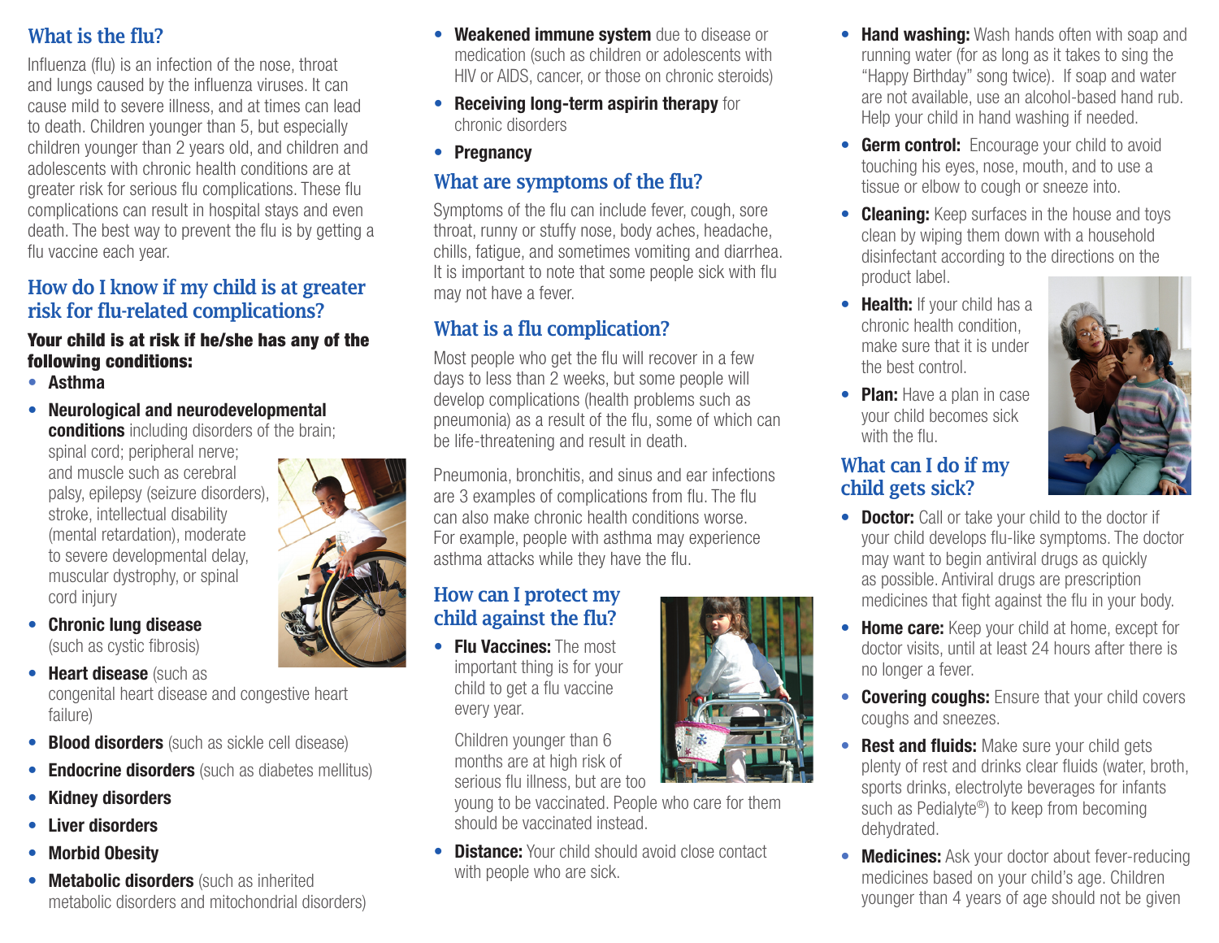## What is the flu?

Influenza (flu) is an infection of the nose, throat and lungs caused by the influenza viruses. It can cause mild to severe illness, and at times can lead to death. Children younger than 5, but especially children younger than 2 years old, and children and adolescents with chronic health conditions are at greater risk for serious flu complications. These flu complications can result in hospital stays and even death. The best way to prevent the flu is by getting a flu vaccine each year.

## How do I know if my child is at greater risk for flu-related complications?

**Your child is at risk if he/she has any of the following conditions:**

- **Asthma**
- **Neurological and neurodevelopmental conditions** including disorders of the brain; spinal cord; peripheral nerve; and muscle such as cerebral palsy, epilepsy (seizure disorders), stroke, intellectual disability (mental retardation), moderate to severe developmental delay, muscular dystrophy, or spinal cord injury
- **Chronic lung disease** (such as cystic fibrosis)
- **Heart disease** (such as congenital heart disease and congestive heart failure)
- **Blood disorders** (such as sickle cell disease)
- **Endocrine disorders** (such as diabetes mellitus)
- **Kidney disorders**
- **Liver disorders**
- **Morbid Obesity**
- **Metabolic disorders** (such as inherited metabolic disorders and mitochondrial disorders)
- **Weakened immune system** due to disease or medication (such as children or adolescents with HIV or AIDS, cancer, or those on chronic steroids)
- **Receiving long-term aspirin therapy** for chronic disorders
- **Pregnancy**

## What are symptoms of the flu?

Symptoms of the flu can include fever, cough, sore throat, runny or stuffy nose, body aches, headache, chills, fatigue, and sometimes vomiting and diarrhea. It is important to note that some people sick with flu may not have a fever.

## What is a flu complication?

Most people who get the flu will recover in a few days to less than 2 weeks, but some people will develop complications (health problems such as pneumonia) as a result of the flu, some of which can be life-threatening and result in death.

Pneumonia, bronchitis, and sinus and ear infections are 3 examples of complications from flu. The flu can also make chronic health conditions worse. For example, people with asthma may experience asthma attacks while they have the flu.

## How can I protect my child against the flu?

- **Flu Vaccines:** The most important thing is for your child to get a flu vaccine every year.

  Children younger than 6 months are at high risk of serious flu illness, but are too young to be vaccinated. People who care for them should be vaccinated instead.

- **Distance:** Your child should avoid close contact with people who are sick.
- **Hand washing:** Wash hands often with soap and running water (for as long as it takes to sing the "Happy Birthday" song twice). If soap and water are not available, use an alcohol-based hand rub. Help your child in hand washing if needed.
- **Germ control:** Encourage your child to avoid touching his eyes, nose, mouth, and to use a tissue or elbow to cough or sneeze into.
- **Cleaning:** Keep surfaces in the house and toys clean by wiping them down with a household disinfectant according to the directions on the product label.
- **Health:** If your child has a chronic health condition, make sure that it is under the best control.
- **Plan:** Have a plan in case your child becomes sick with the flu.

## What can I do if my child gets sick?

- **Doctor:** Call or take your child to the doctor if your child develops flu-like symptoms. The doctor may want to begin antiviral drugs as quickly as possible. Antiviral drugs are prescription medicines that fight against the flu in your body.
- **Home care:** Keep your child at home, except for doctor visits, until at least 24 hours after there is no longer a fever.
- **Covering coughs:** Ensure that your child covers coughs and sneezes.
- **Rest and fluids:** Make sure your child gets plenty of rest and drinks clear fluids (water, broth, sports drinks, electrolyte beverages for infants such as Pedialyte®) to keep from becoming dehydrated.
- **Medicines:** Ask your doctor about fever-reducing medicines based on your child's age. Children younger than 4 years of age should not be given